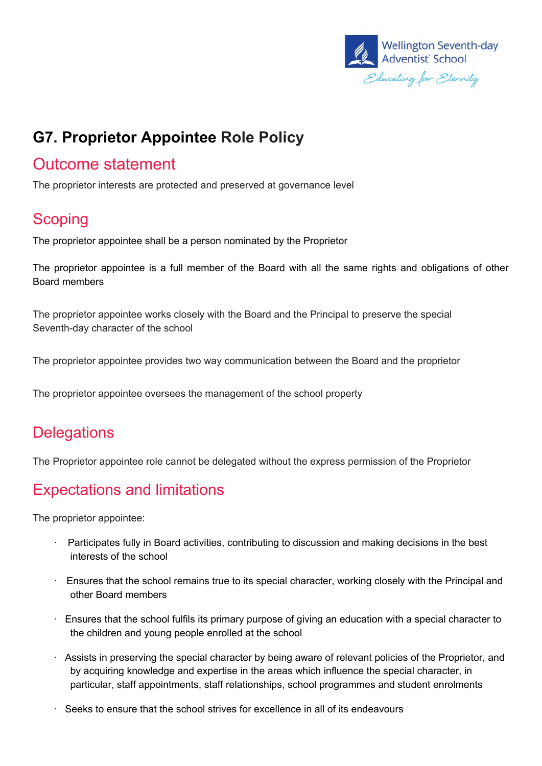Wellington Seventh-day Adventist School

*Educating for Eternity*

# G7. Proprietor Appointee Role Policy

## Outcome statement

The proprietor interests are protected and preserved at governance level

## Scoping

The proprietor appointee shall be a person nominated by the Proprietor

The proprietor appointee is a full member of the Board with all the same rights and obligations of other Board members

The proprietor appointee works closely with the Board and the Principal to preserve the special Seventh-day character of the school

The proprietor appointee provides two way communication between the Board and the proprietor

The proprietor appointee oversees the management of the school property

## Delegations

The Proprietor appointee role cannot be delegated without the express permission of the Proprietor

## Expectations and limitations

The proprietor appointee:

- Participates fully in Board activities, contributing to discussion and making decisions in the best interests of the school
- Ensures that the school remains true to its special character, working closely with the Principal and other Board members
- Ensures that the school fulfils its primary purpose of giving an education with a special character to the children and young people enrolled at the school
- Assists in preserving the special character by being aware of relevant policies of the Proprietor, and by acquiring knowledge and expertise in the areas which influence the special character, in particular, staff appointments, staff relationships, school programmes and student enrolments
- Seeks to ensure that the school strives for excellence in all of its endeavours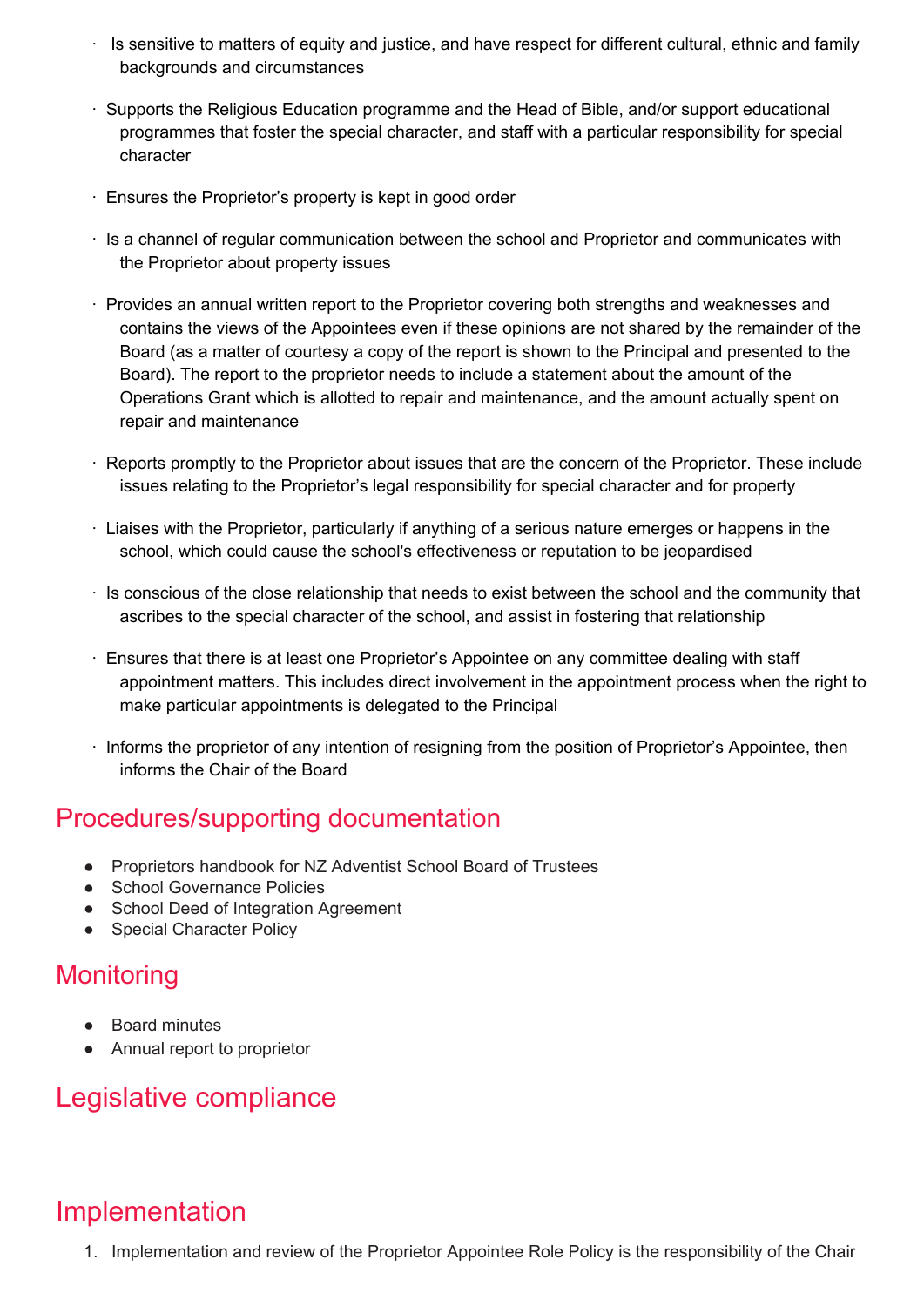- Is sensitive to matters of equity and justice, and have respect for different cultural, ethnic and family backgrounds and circumstances
- Supports the Religious Education programme and the Head of Bible, and/or support educational programmes that foster the special character, and staff with a particular responsibility for special character
- Ensures the Proprietor's property is kept in good order
- Is a channel of regular communication between the school and Proprietor and communicates with the Proprietor about property issues
- Provides an annual written report to the Proprietor covering both strengths and weaknesses and contains the views of the Appointees even if these opinions are not shared by the remainder of the Board (as a matter of courtesy a copy of the report is shown to the Principal and presented to the Board). The report to the proprietor needs to include a statement about the amount of the Operations Grant which is allotted to repair and maintenance, and the amount actually spent on repair and maintenance
- Reports promptly to the Proprietor about issues that are the concern of the Proprietor. These include issues relating to the Proprietor's legal responsibility for special character and for property
- Liaises with the Proprietor, particularly if anything of a serious nature emerges or happens in the school, which could cause the school's effectiveness or reputation to be jeopardised
- Is conscious of the close relationship that needs to exist between the school and the community that ascribes to the special character of the school, and assist in fostering that relationship
- Ensures that there is at least one Proprietor's Appointee on any committee dealing with staff appointment matters. This includes direct involvement in the appointment process when the right to make particular appointments is delegated to the Principal
- Informs the proprietor of any intention of resigning from the position of Proprietor's Appointee, then informs the Chair of the Board

## Procedures/supporting documentation

- Proprietors handbook for NZ Adventist School Board of Trustees
- School Governance Policies
- School Deed of Integration Agreement
- Special Character Policy

## Monitoring

- Board minutes
- Annual report to proprietor

## Legislative compliance

## Implementation

1. Implementation and review of the Proprietor Appointee Role Policy is the responsibility of the Chair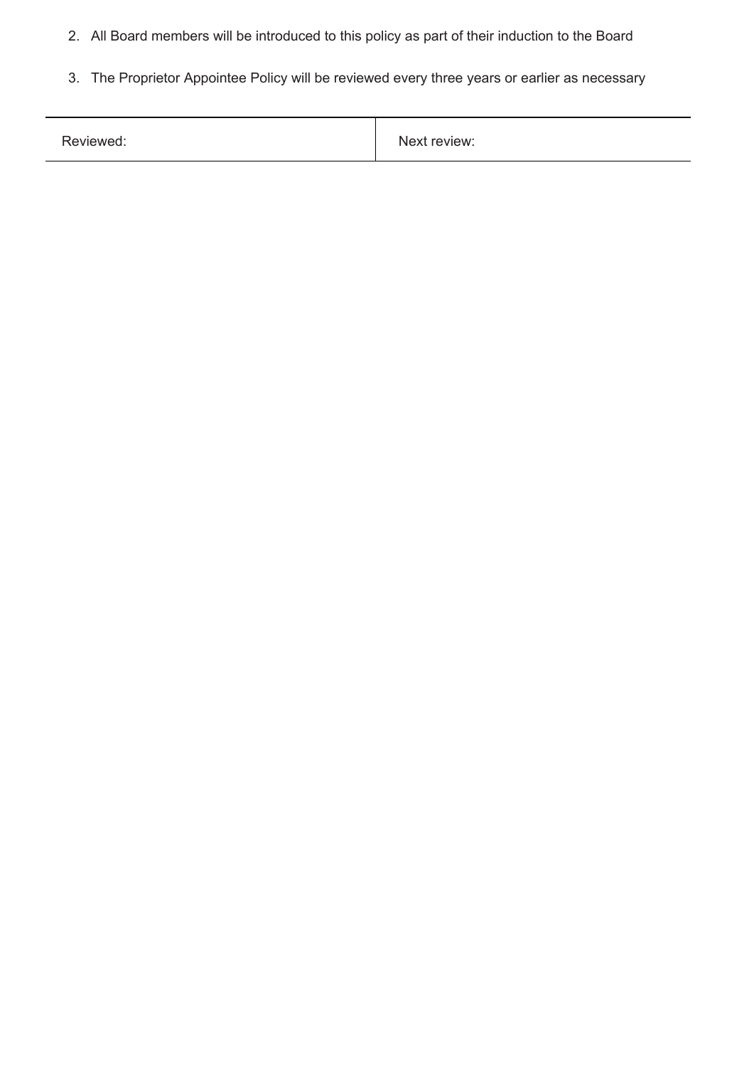2. All Board members will be introduced to this policy as part of their induction to the Board

3. The Proprietor Appointee Policy will be reviewed every three years or earlier as necessary

| | |
|---|---|
| Reviewed: | Next review: |